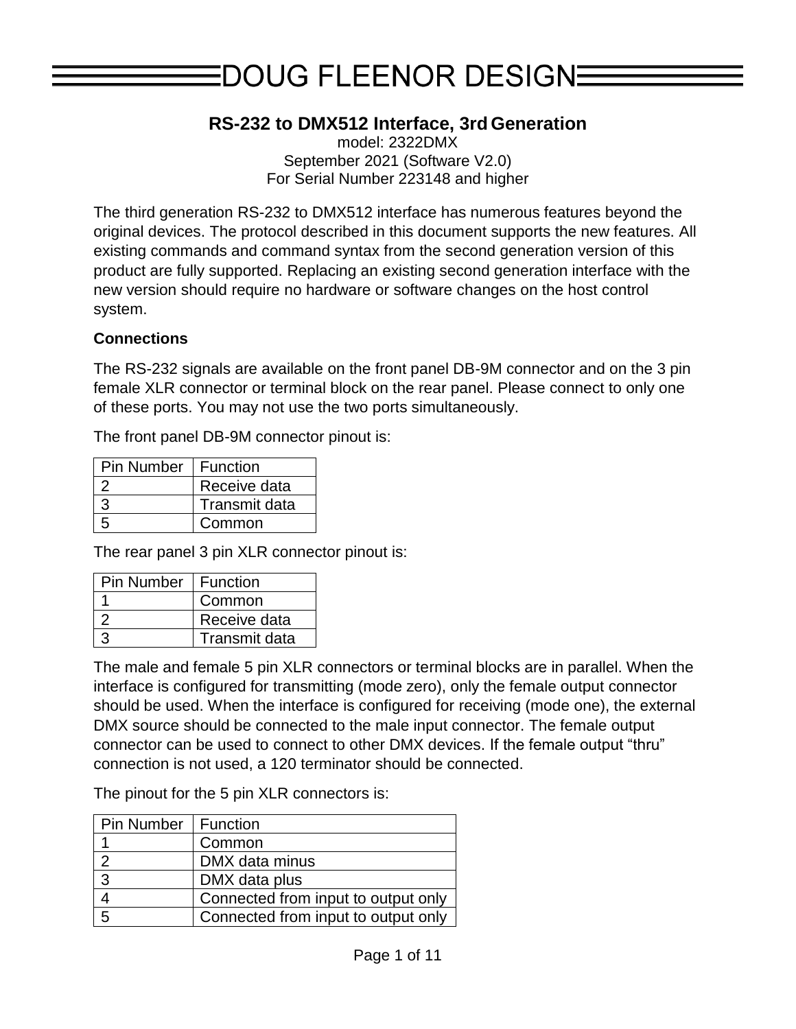# DOUG FLEENOR DESIGN

## RS-232 to DMX512 Interface, 3rd Generation

model: 2322DMX
September 2021 (Software V2.0)
For Serial Number 223148 and higher

The third generation RS-232 to DMX512 interface has numerous features beyond the original devices. The protocol described in this document supports the new features. All existing commands and command syntax from the second generation version of this product are fully supported. Replacing an existing second generation interface with the new version should require no hardware or software changes on the host control system.

### Connections

The RS-232 signals are available on the front panel DB-9M connector and on the 3 pin female XLR connector or terminal block on the rear panel. Please connect to only one of these ports. You may not use the two ports simultaneously.

The front panel DB-9M connector pinout is:

| Pin Number | Function |
| --- | --- |
| 2 | Receive data |
| 3 | Transmit data |
| 5 | Common |

The rear panel 3 pin XLR connector pinout is:

| Pin Number | Function |
| --- | --- |
| 1 | Common |
| 2 | Receive data |
| 3 | Transmit data |

The male and female 5 pin XLR connectors or terminal blocks are in parallel. When the interface is configured for transmitting (mode zero), only the female output connector should be used. When the interface is configured for receiving (mode one), the external DMX source should be connected to the male input connector. The female output connector can be used to connect to other DMX devices. If the female output "thru" connection is not used, a 120 terminator should be connected.

The pinout for the 5 pin XLR connectors is:

| Pin Number | Function |
| --- | --- |
| 1 | Common |
| 2 | DMX data minus |
| 3 | DMX data plus |
| 4 | Connected from input to output only |
| 5 | Connected from input to output only |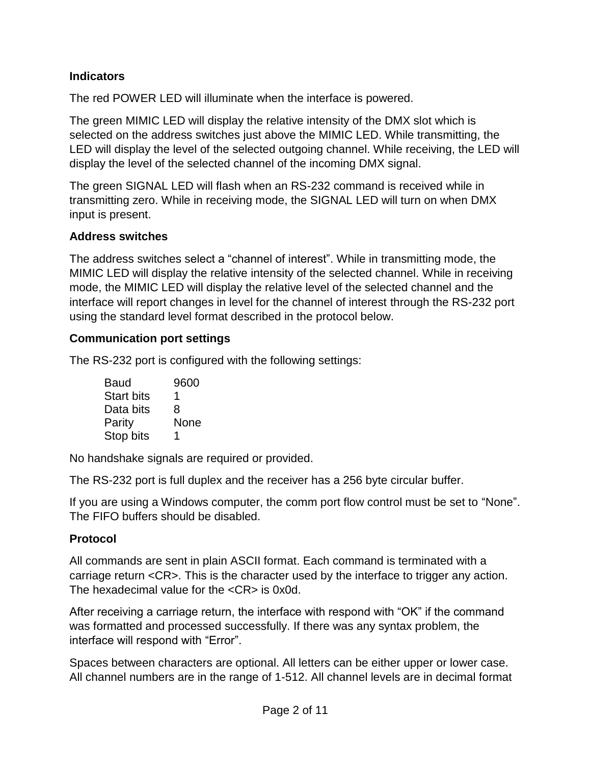### Indicators

The red POWER LED will illuminate when the interface is powered.

The green MIMIC LED will display the relative intensity of the DMX slot which is selected on the address switches just above the MIMIC LED. While transmitting, the LED will display the level of the selected outgoing channel. While receiving, the LED will display the level of the selected channel of the incoming DMX signal.

The green SIGNAL LED will flash when an RS-232 command is received while in transmitting zero. While in receiving mode, the SIGNAL LED will turn on when DMX input is present.

### Address switches

The address switches select a “channel of interest”. While in transmitting mode, the MIMIC LED will display the relative intensity of the selected channel. While in receiving mode, the MIMIC LED will display the relative level of the selected channel and the interface will report changes in level for the channel of interest through the RS-232 port using the standard level format described in the protocol below.

### Communication port settings

The RS-232 port is configured with the following settings:

| | |
|---|---|
| Baud | 9600 |
| Start bits | 1 |
| Data bits | 8 |
| Parity | None |
| Stop bits | 1 |

No handshake signals are required or provided.

The RS-232 port is full duplex and the receiver has a 256 byte circular buffer.

If you are using a Windows computer, the comm port flow control must be set to “None”. The FIFO buffers should be disabled.

### Protocol

All commands are sent in plain ASCII format. Each command is terminated with a carriage return <CR>. This is the character used by the interface to trigger any action. The hexadecimal value for the <CR> is 0x0d.

After receiving a carriage return, the interface with respond with “OK” if the command was formatted and processed successfully. If there was any syntax problem, the interface will respond with “Error”.

Spaces between characters are optional. All letters can be either upper or lower case. All channel numbers are in the range of 1-512. All channel levels are in decimal format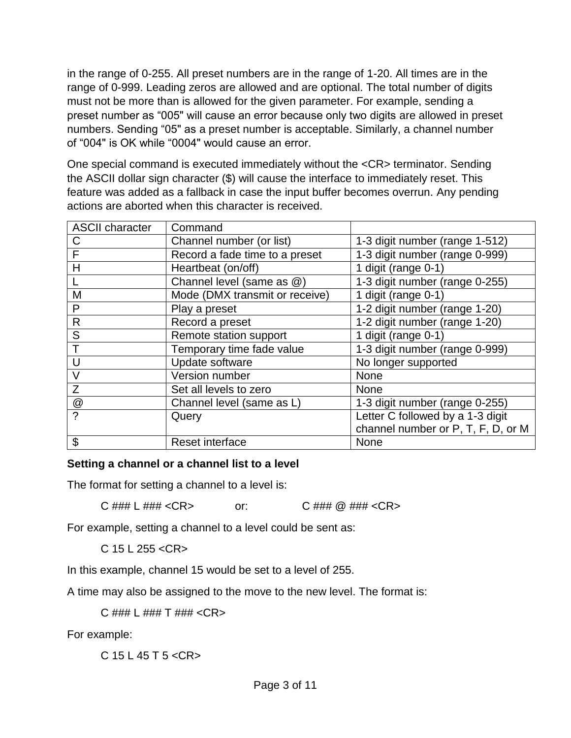in the range of 0-255. All preset numbers are in the range of 1-20. All times are in the range of 0-999. Leading zeros are allowed and are optional. The total number of digits must not be more than is allowed for the given parameter. For example, sending a preset number as “005" will cause an error because only two digits are allowed in preset numbers. Sending “05" as a preset number is acceptable. Similarly, a channel number of “004" is OK while “0004" would cause an error.

One special command is executed immediately without the <CR> terminator. Sending the ASCII dollar sign character ($) will cause the interface to immediately reset. This feature was added as a fallback in case the input buffer becomes overrun. Any pending actions are aborted when this character is received.

| ASCII character | Command | |
|---|---|---|
| C | Channel number (or list) | 1-3 digit number (range 1-512) |
| F | Record a fade time to a preset | 1-3 digit number (range 0-999) |
| H | Heartbeat (on/off) | 1 digit (range 0-1) |
| L | Channel level (same as @) | 1-3 digit number (range 0-255) |
| M | Mode (DMX transmit or receive) | 1 digit (range 0-1) |
| P | Play a preset | 1-2 digit number (range 1-20) |
| R | Record a preset | 1-2 digit number (range 1-20) |
| S | Remote station support | 1 digit (range 0-1) |
| T | Temporary time fade value | 1-3 digit number (range 0-999) |
| U | Update software | No longer supported |
| V | Version number | None |
| Z | Set all levels to zero | None |
| @ | Channel level (same as L) | 1-3 digit number (range 0-255) |
| ? | Query | Letter C followed by a 1-3 digit channel number or P, T, F, D, or M |
| $ | Reset interface | None |

**Setting a channel or a channel list to a level**

The format for setting a channel to a level is:

C ### L ### <CR>     or:     C ### @ ### <CR>

For example, setting a channel to a level could be sent as:

C 15 L 255 <CR>

In this example, channel 15 would be set to a level of 255.

A time may also be assigned to the move to the new level. The format is:

C ### L ### T ### <CR>

For example:

C 15 L 45 T 5 <CR>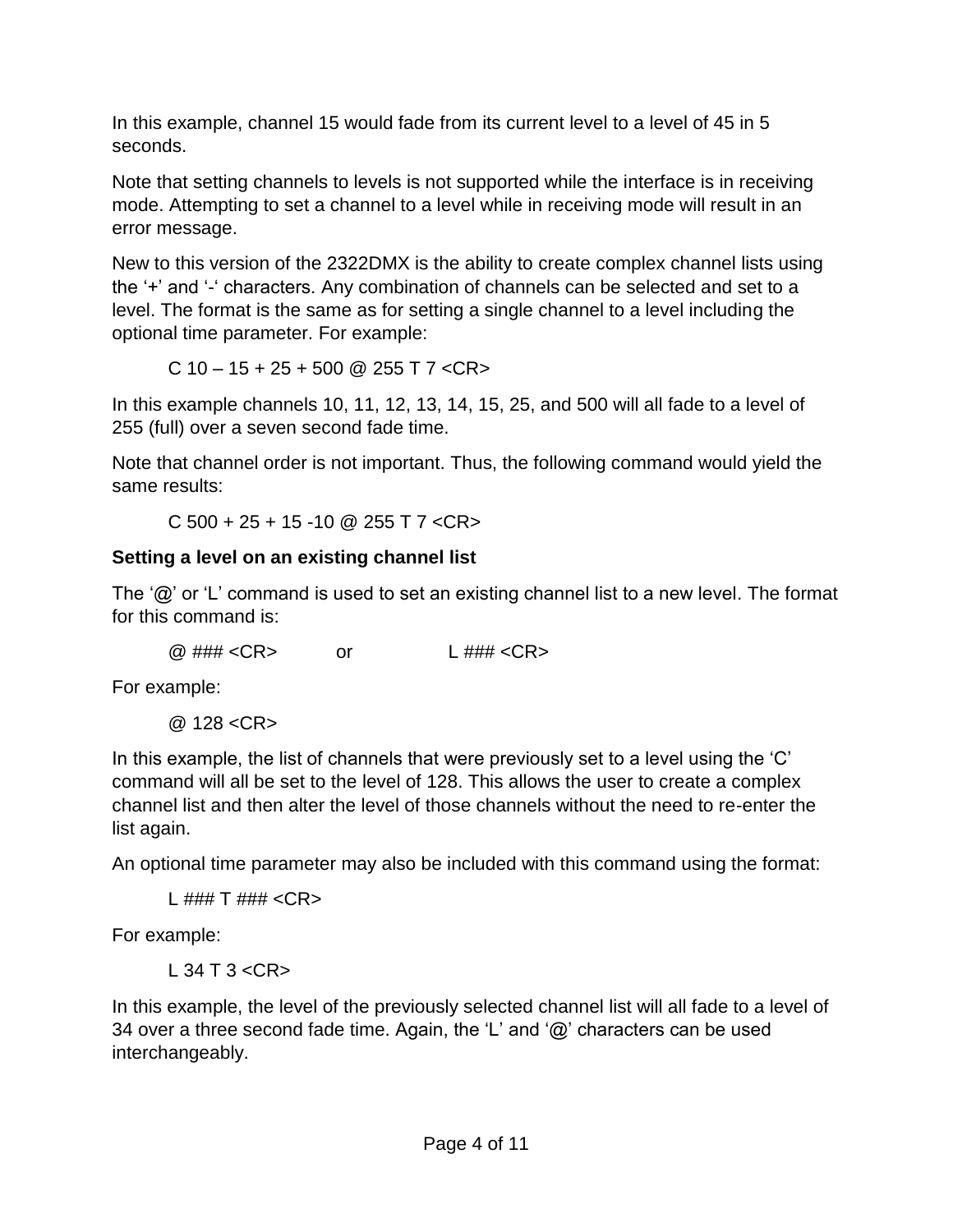In this example, channel 15 would fade from its current level to a level of 45 in 5 seconds.

Note that setting channels to levels is not supported while the interface is in receiving mode. Attempting to set a channel to a level while in receiving mode will result in an error message.

New to this version of the 2322DMX is the ability to create complex channel lists using the '+' and '-' characters. Any combination of channels can be selected and set to a level. The format is the same as for setting a single channel to a level including the optional time parameter. For example:

```
C 10 – 15 + 25 + 500 @ 255 T 7 <CR>
```

In this example channels 10, 11, 12, 13, 14, 15, 25, and 500 will all fade to a level of 255 (full) over a seven second fade time.

Note that channel order is not important. Thus, the following command would yield the same results:

```
C 500 + 25 + 15 -10 @ 255 T 7 <CR>
```

**Setting a level on an existing channel list**

The '@' or 'L' command is used to set an existing channel list to a new level. The format for this command is:

```
@ ### <CR>          or          L ### <CR>
```

For example:

```
@ 128 <CR>
```

In this example, the list of channels that were previously set to a level using the 'C' command will all be set to the level of 128. This allows the user to create a complex channel list and then alter the level of those channels without the need to re-enter the list again.

An optional time parameter may also be included with this command using the format:

```
L ### T ### <CR>
```

For example:

```
L 34 T 3 <CR>
```

In this example, the level of the previously selected channel list will all fade to a level of 34 over a three second fade time. Again, the 'L' and '@' characters can be used interchangeably.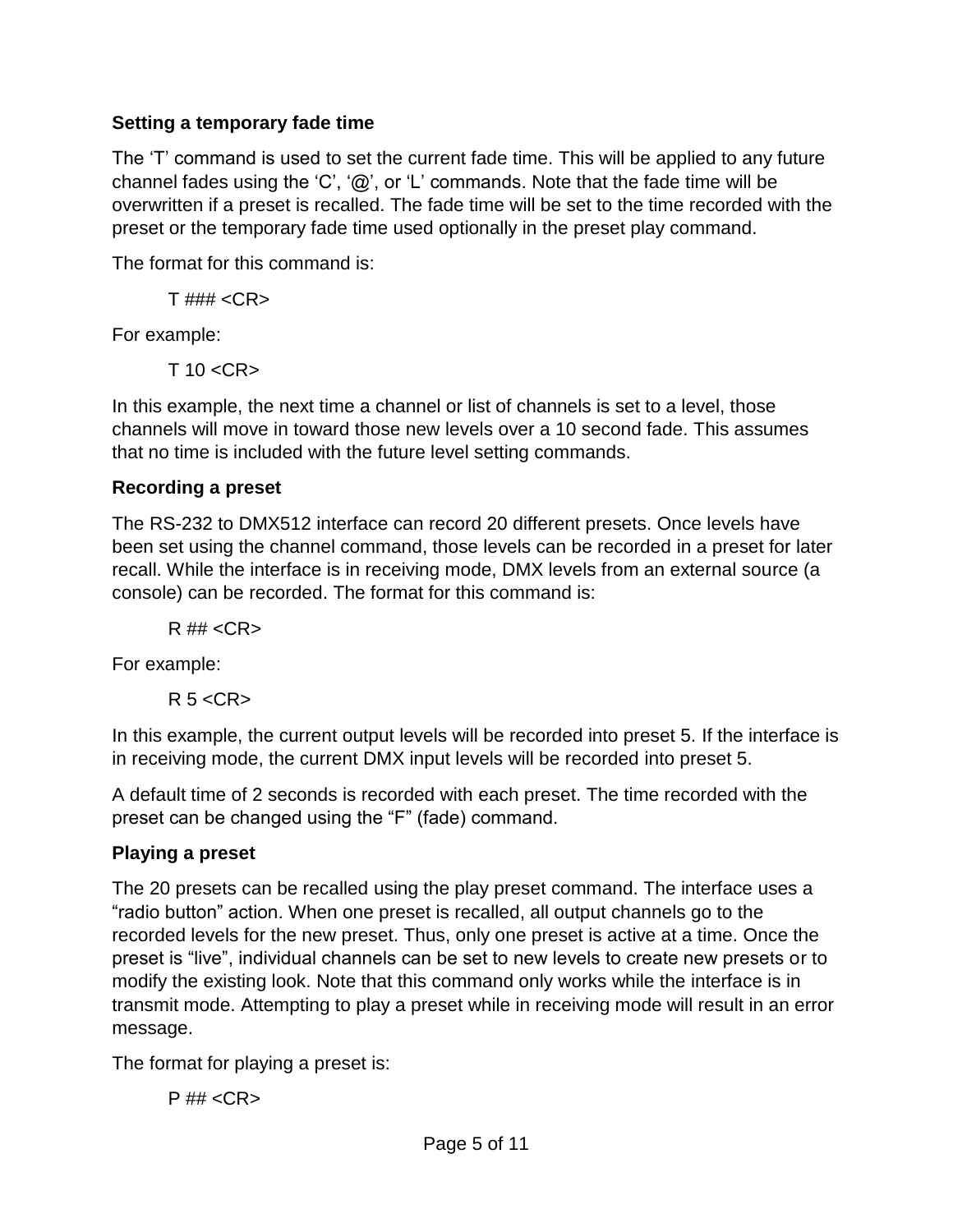### Setting a temporary fade time

The 'T' command is used to set the current fade time. This will be applied to any future channel fades using the 'C', '@', or 'L' commands. Note that the fade time will be overwritten if a preset is recalled. The fade time will be set to the time recorded with the preset or the temporary fade time used optionally in the preset play command.

The format for this command is:

```
T ### <CR>
```

For example:

```
T 10 <CR>
```

In this example, the next time a channel or list of channels is set to a level, those channels will move in toward those new levels over a 10 second fade. This assumes that no time is included with the future level setting commands.

### Recording a preset

The RS-232 to DMX512 interface can record 20 different presets. Once levels have been set using the channel command, those levels can be recorded in a preset for later recall. While the interface is in receiving mode, DMX levels from an external source (a console) can be recorded. The format for this command is:

```
R ## <CR>
```

For example:

```
R 5 <CR>
```

In this example, the current output levels will be recorded into preset 5. If the interface is in receiving mode, the current DMX input levels will be recorded into preset 5.

A default time of 2 seconds is recorded with each preset. The time recorded with the preset can be changed using the "F" (fade) command.

### Playing a preset

The 20 presets can be recalled using the play preset command. The interface uses a "radio button" action. When one preset is recalled, all output channels go to the recorded levels for the new preset. Thus, only one preset is active at a time. Once the preset is "live", individual channels can be set to new levels to create new presets or to modify the existing look. Note that this command only works while the interface is in transmit mode. Attempting to play a preset while in receiving mode will result in an error message.

The format for playing a preset is:

```
P ## <CR>
```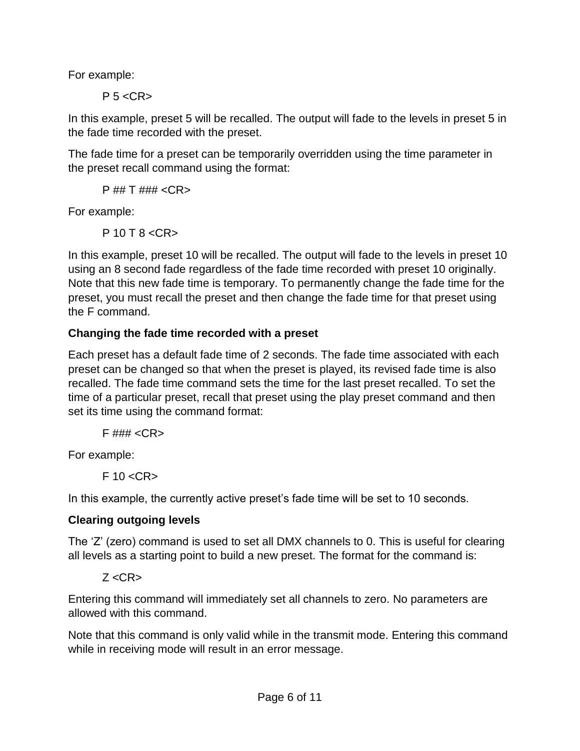For example:

```
P 5 <CR>
```

In this example, preset 5 will be recalled. The output will fade to the levels in preset 5 in the fade time recorded with the preset.

The fade time for a preset can be temporarily overridden using the time parameter in the preset recall command using the format:

```
P ## T ### <CR>
```

For example:

```
P 10 T 8 <CR>
```

In this example, preset 10 will be recalled. The output will fade to the levels in preset 10 using an 8 second fade regardless of the fade time recorded with preset 10 originally. Note that this new fade time is temporary. To permanently change the fade time for the preset, you must recall the preset and then change the fade time for that preset using the F command.

### Changing the fade time recorded with a preset

Each preset has a default fade time of 2 seconds. The fade time associated with each preset can be changed so that when the preset is played, its revised fade time is also recalled. The fade time command sets the time for the last preset recalled. To set the time of a particular preset, recall that preset using the play preset command and then set its time using the command format:

```
F ### <CR>
```

For example:

```
F 10 <CR>
```

In this example, the currently active preset's fade time will be set to 10 seconds.

### Clearing outgoing levels

The 'Z' (zero) command is used to set all DMX channels to 0. This is useful for clearing all levels as a starting point to build a new preset. The format for the command is:

```
Z <CR>
```

Entering this command will immediately set all channels to zero. No parameters are allowed with this command.

Note that this command is only valid while in the transmit mode. Entering this command while in receiving mode will result in an error message.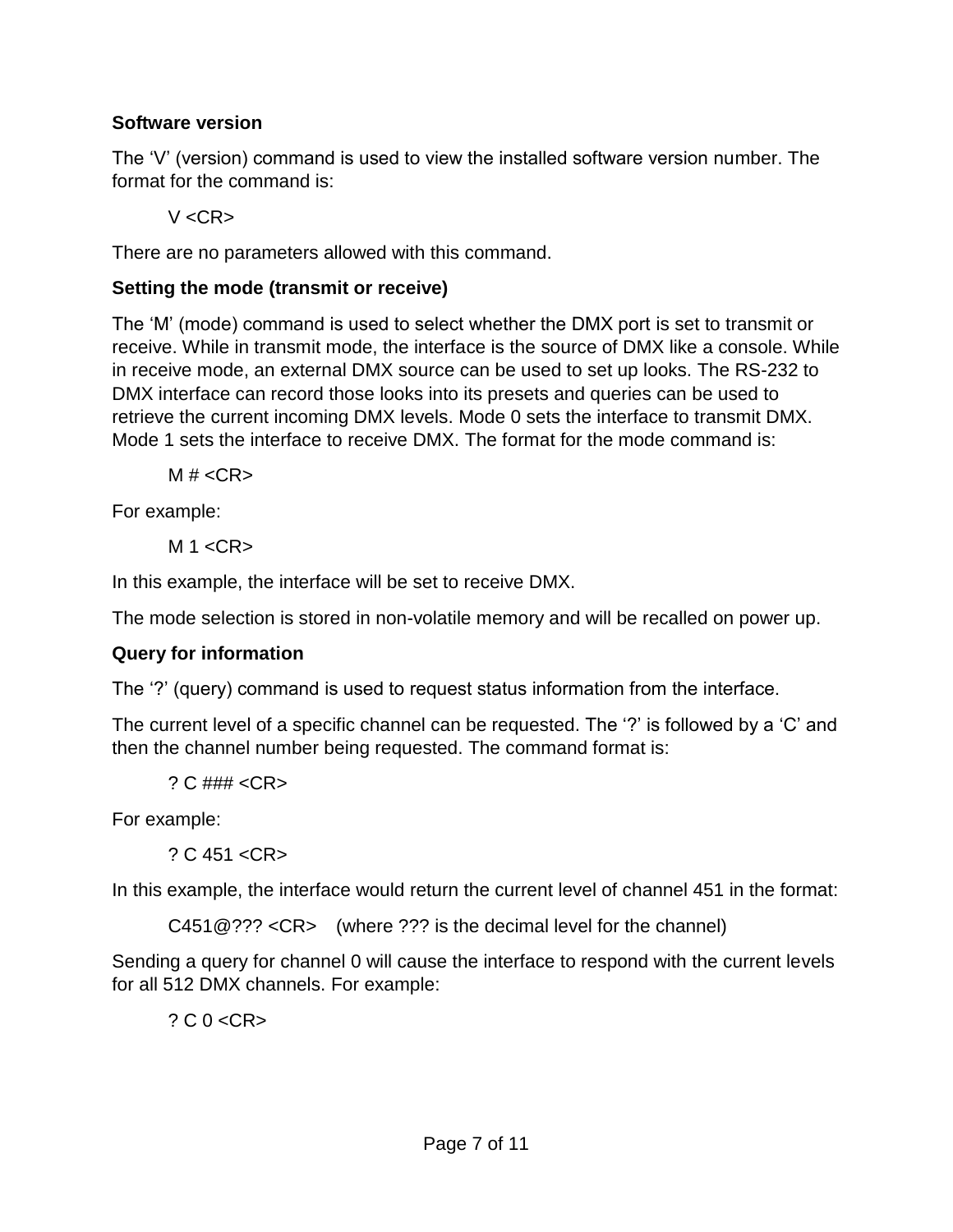### Software version

The ‘V’ (version) command is used to view the installed software version number. The format for the command is:

```
V <CR>
```

There are no parameters allowed with this command.

### Setting the mode (transmit or receive)

The ‘M’ (mode) command is used to select whether the DMX port is set to transmit or receive. While in transmit mode, the interface is the source of DMX like a console. While in receive mode, an external DMX source can be used to set up looks. The RS-232 to DMX interface can record those looks into its presets and queries can be used to retrieve the current incoming DMX levels. Mode 0 sets the interface to transmit DMX. Mode 1 sets the interface to receive DMX. The format for the mode command is:

```
M # <CR>
```

For example:

```
M 1 <CR>
```

In this example, the interface will be set to receive DMX.

The mode selection is stored in non-volatile memory and will be recalled on power up.

### Query for information

The ‘?’ (query) command is used to request status information from the interface.

The current level of a specific channel can be requested. The ‘?’ is followed by a ‘C’ and then the channel number being requested. The command format is:

```
? C ### <CR>
```

For example:

```
? C 451 <CR>
```

In this example, the interface would return the current level of channel 451 in the format:

```
C451@??? <CR>    (where ??? is the decimal level for the channel)
```

Sending a query for channel 0 will cause the interface to respond with the current levels for all 512 DMX channels. For example:

```
? C 0 <CR>
```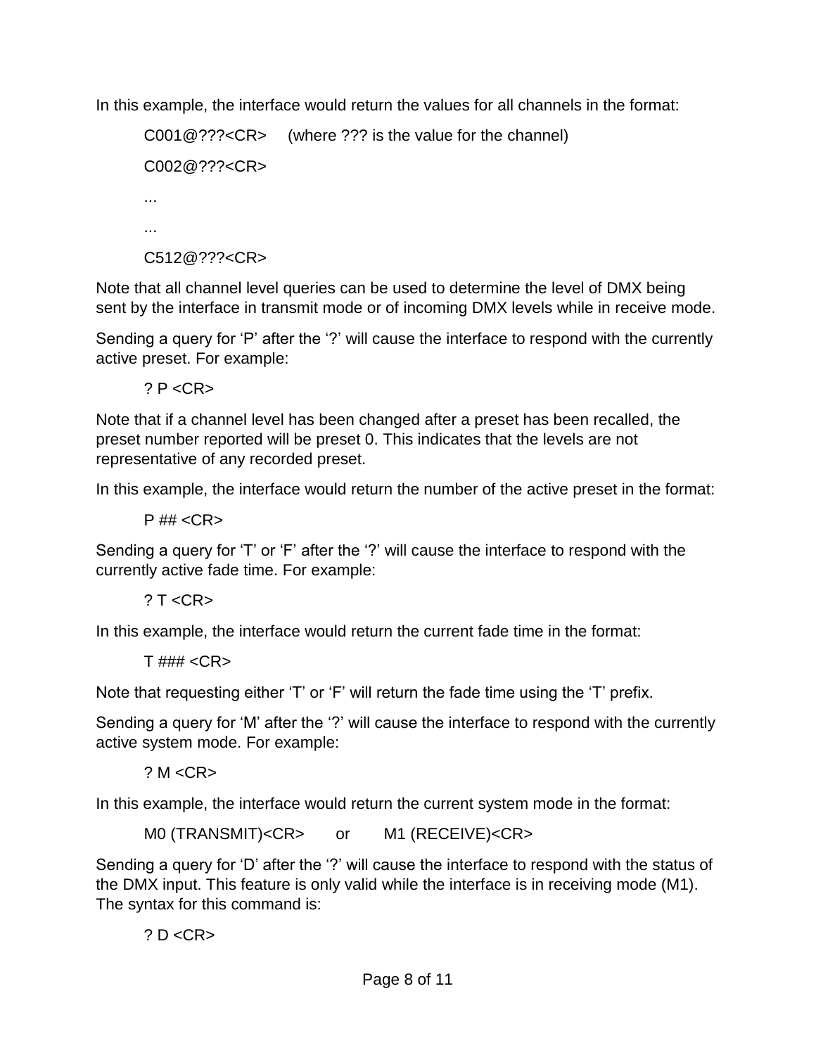In this example, the interface would return the values for all channels in the format:

```
C001@???<CR>     (where ??? is the value for the channel)
C002@???<CR>
...
...
C512@???<CR>
```

Note that all channel level queries can be used to determine the level of DMX being sent by the interface in transmit mode or of incoming DMX levels while in receive mode.

Sending a query for ‘P’ after the ‘?’ will cause the interface to respond with the currently active preset. For example:

```
? P <CR>
```

Note that if a channel level has been changed after a preset has been recalled, the preset number reported will be preset 0. This indicates that the levels are not representative of any recorded preset.

In this example, the interface would return the number of the active preset in the format:

```
P ## <CR>
```

Sending a query for ‘T’ or ‘F’ after the ‘?’ will cause the interface to respond with the currently active fade time. For example:

```
? T <CR>
```

In this example, the interface would return the current fade time in the format:

```
T ### <CR>
```

Note that requesting either ‘T’ or ‘F’ will return the fade time using the ‘T’ prefix.

Sending a query for ‘M’ after the ‘?’ will cause the interface to respond with the currently active system mode. For example:

```
? M <CR>
```

In this example, the interface would return the current system mode in the format:

```
M0 (TRANSMIT)<CR>     or     M1 (RECEIVE)<CR>
```

Sending a query for ‘D’ after the ‘?’ will cause the interface to respond with the status of the DMX input. This feature is only valid while the interface is in receiving mode (M1). The syntax for this command is:

```
? D <CR>
```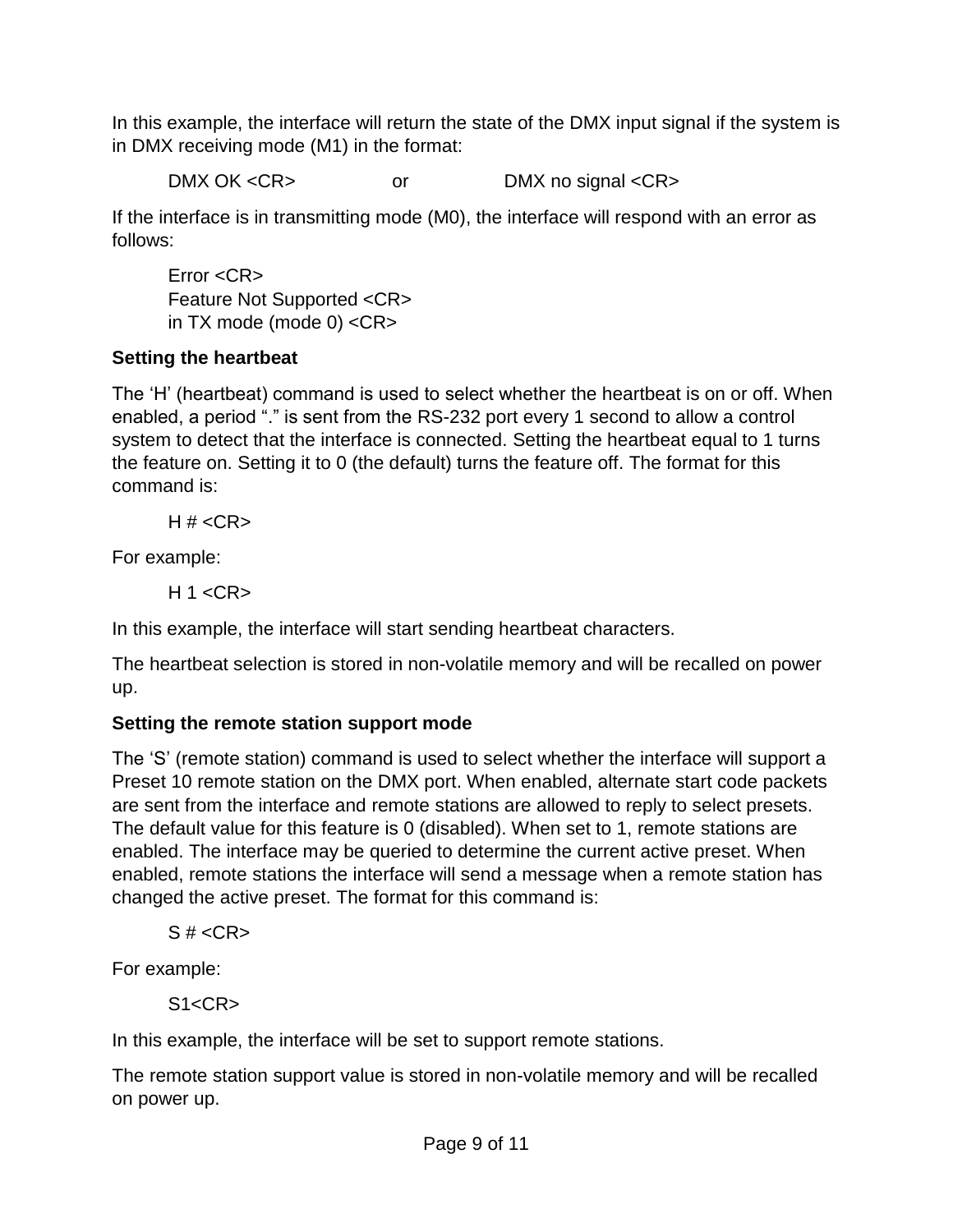In this example, the interface will return the state of the DMX input signal if the system is in DMX receiving mode (M1) in the format:

DMX OK <CR>  or  DMX no signal <CR>

If the interface is in transmitting mode (M0), the interface will respond with an error as follows:

Error <CR>
Feature Not Supported <CR>
in TX mode (mode 0) <CR>

**Setting the heartbeat**

The ‘H’ (heartbeat) command is used to select whether the heartbeat is on or off. When enabled, a period “.” is sent from the RS-232 port every 1 second to allow a control system to detect that the interface is connected. Setting the heartbeat equal to 1 turns the feature on. Setting it to 0 (the default) turns the feature off. The format for this command is:

H # <CR>

For example:

H 1 <CR>

In this example, the interface will start sending heartbeat characters.

The heartbeat selection is stored in non-volatile memory and will be recalled on power up.

**Setting the remote station support mode**

The ‘S’ (remote station) command is used to select whether the interface will support a Preset 10 remote station on the DMX port. When enabled, alternate start code packets are sent from the interface and remote stations are allowed to reply to select presets. The default value for this feature is 0 (disabled). When set to 1, remote stations are enabled. The interface may be queried to determine the current active preset. When enabled, remote stations the interface will send a message when a remote station has changed the active preset. The format for this command is:

S # <CR>

For example:

S1<CR>

In this example, the interface will be set to support remote stations.

The remote station support value is stored in non-volatile memory and will be recalled on power up.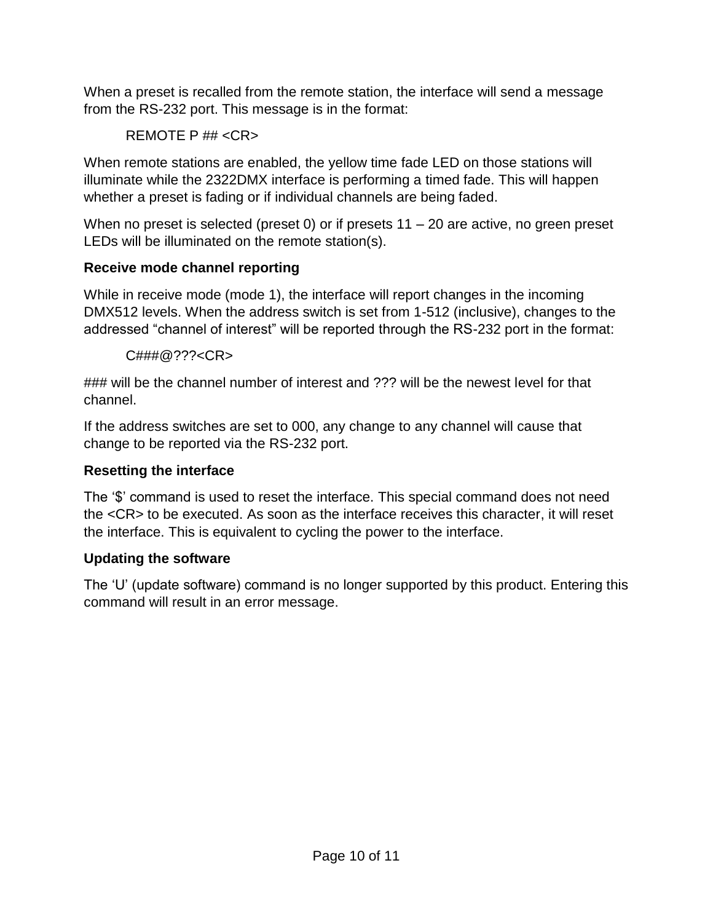When a preset is recalled from the remote station, the interface will send a message from the RS-232 port. This message is in the format:

REMOTE P ## <CR>

When remote stations are enabled, the yellow time fade LED on those stations will illuminate while the 2322DMX interface is performing a timed fade. This will happen whether a preset is fading or if individual channels are being faded.

When no preset is selected (preset 0) or if presets 11 – 20 are active, no green preset LEDs will be illuminated on the remote station(s).

**Receive mode channel reporting**

While in receive mode (mode 1), the interface will report changes in the incoming DMX512 levels. When the address switch is set from 1-512 (inclusive), changes to the addressed “channel of interest” will be reported through the RS-232 port in the format:

C###@???<CR>

### will be the channel number of interest and ??? will be the newest level for that channel.

If the address switches are set to 000, any change to any channel will cause that change to be reported via the RS-232 port.

**Resetting the interface**

The ‘$’ command is used to reset the interface. This special command does not need the <CR> to be executed. As soon as the interface receives this character, it will reset the interface. This is equivalent to cycling the power to the interface.

**Updating the software**

The ‘U’ (update software) command is no longer supported by this product. Entering this command will result in an error message.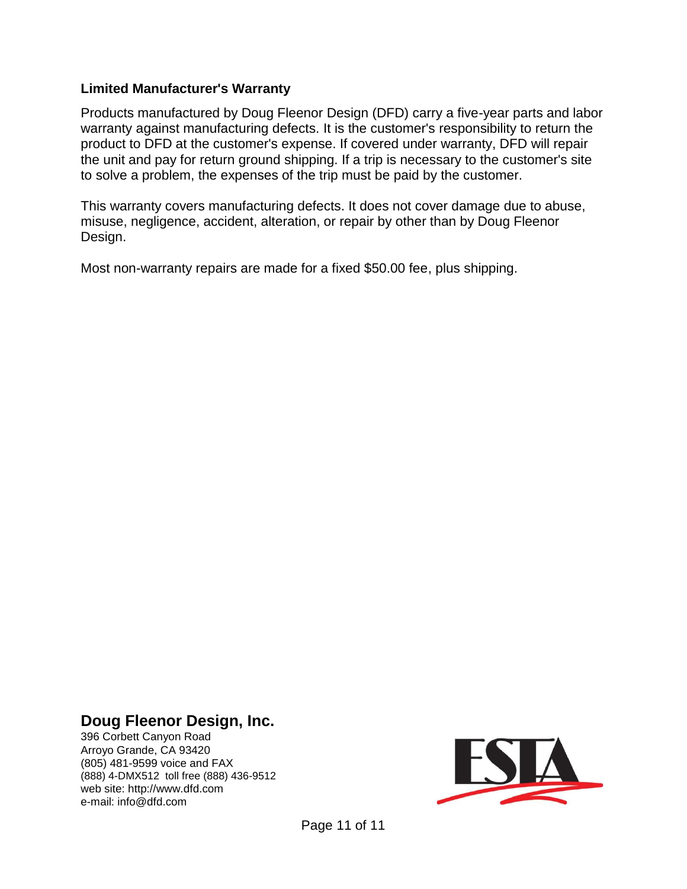## Limited Manufacturer's Warranty

Products manufactured by Doug Fleenor Design (DFD) carry a five-year parts and labor warranty against manufacturing defects. It is the customer's responsibility to return the product to DFD at the customer's expense. If covered under warranty, DFD will repair the unit and pay for return ground shipping. If a trip is necessary to the customer's site to solve a problem, the expenses of the trip must be paid by the customer.

This warranty covers manufacturing defects. It does not cover damage due to abuse, misuse, negligence, accident, alteration, or repair by other than by Doug Fleenor Design.

Most non-warranty repairs are made for a fixed $50.00 fee, plus shipping.

**Doug Fleenor Design, Inc.**

396 Corbett Canyon Road
Arroyo Grande, CA 93420
(805) 481-9599 voice and FAX
(888) 4-DMX512 toll free (888) 436-9512
web site: http://www.dfd.com
e-mail: info@dfd.com

ESTA